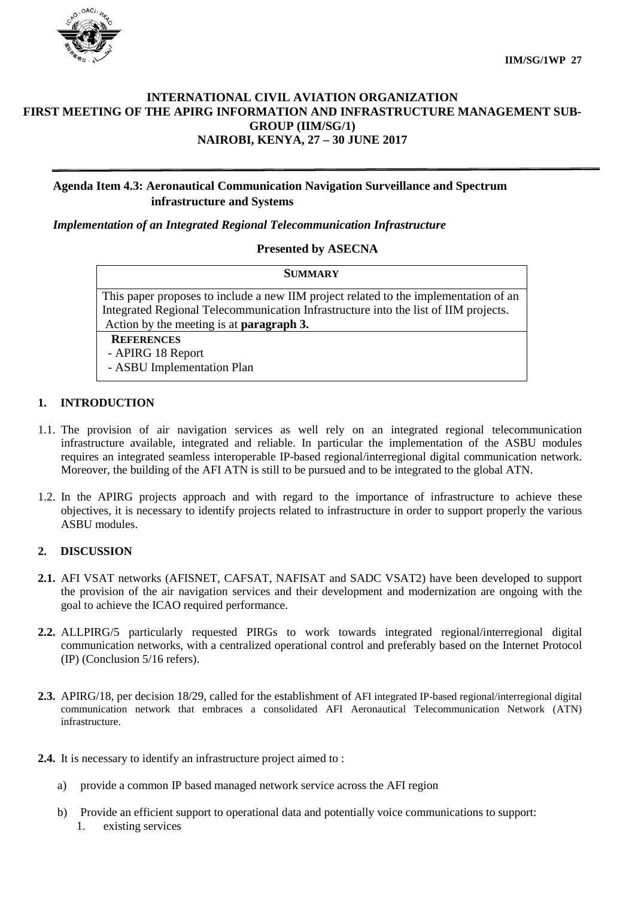IIM/SG/1WP 27

**INTERNATIONAL CIVIL AVIATION ORGANIZATION**
**FIRST MEETING OF THE APIRG INFORMATION AND INFRASTRUCTURE MANAGEMENT SUB-GROUP (IIM/SG/1)**
**NAIROBI, KENYA, 27 – 30 JUNE 2017**

---

**Agenda Item 4.3: Aeronautical Communication Navigation Surveillance and Spectrum infrastructure and Systems**

***Implementation of an Integrated Regional Telecommunication Infrastructure***

**Presented by ASECNA**

| **SUMMARY** |
| --- |
| This paper proposes to include a new IIM project related to the implementation of an Integrated Regional Telecommunication Infrastructure into the list of IIM projects. Action by the meeting is at **paragraph 3.** |
| **REFERENCES**<br>- APIRG 18 Report<br>- ASBU Implementation Plan |

## 1. INTRODUCTION

1.1. The provision of air navigation services as well rely on an integrated regional telecommunication infrastructure available, integrated and reliable. In particular the implementation of the ASBU modules requires an integrated seamless interoperable IP-based regional/interregional digital communication network. Moreover, the building of the AFI ATN is still to be pursued and to be integrated to the global ATN.

1.2. In the APIRG projects approach and with regard to the importance of infrastructure to achieve these objectives, it is necessary to identify projects related to infrastructure in order to support properly the various ASBU modules.

## 2. DISCUSSION

**2.1.** AFI VSAT networks (AFISNET, CAFSAT, NAFISAT and SADC VSAT2) have been developed to support the provision of the air navigation services and their development and modernization are ongoing with the goal to achieve the ICAO required performance.

**2.2.** ALLPIRG/5 particularly requested PIRGs to work towards integrated regional/interregional digital communication networks, with a centralized operational control and preferably based on the Internet Protocol (IP) (Conclusion 5/16 refers).

**2.3.** APIRG/18, per decision 18/29, called for the establishment of AFI integrated IP-based regional/interregional digital communication network that embraces a consolidated AFI Aeronautical Telecommunication Network (ATN) infrastructure.

**2.4.** It is necessary to identify an infrastructure project aimed to :

a) provide a common IP based managed network service across the AFI region

b) Provide an efficient support to operational data and potentially voice communications to support:

   1. existing services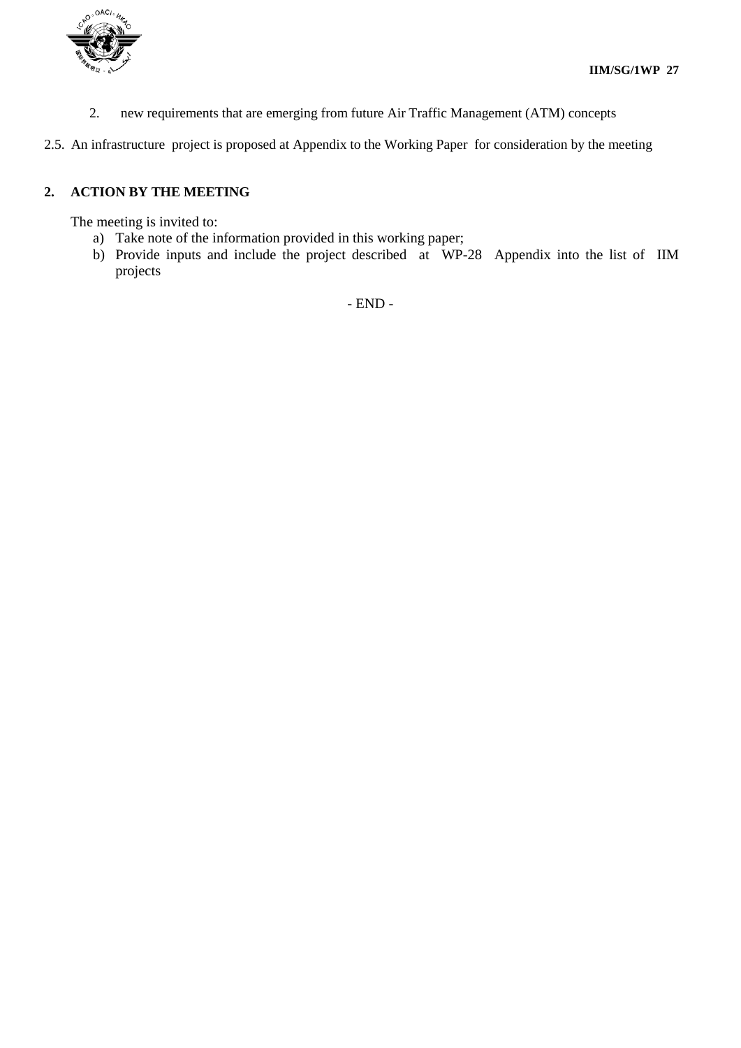2. new requirements that are emerging from future Air Traffic Management (ATM) concepts

2.5. An infrastructure project is proposed at Appendix to the Working Paper for consideration by the meeting

## 2. ACTION BY THE MEETING

The meeting is invited to:

a) Take note of the information provided in this working paper;
b) Provide inputs and include the project described at WP-28 Appendix into the list of IIM projects

- END -